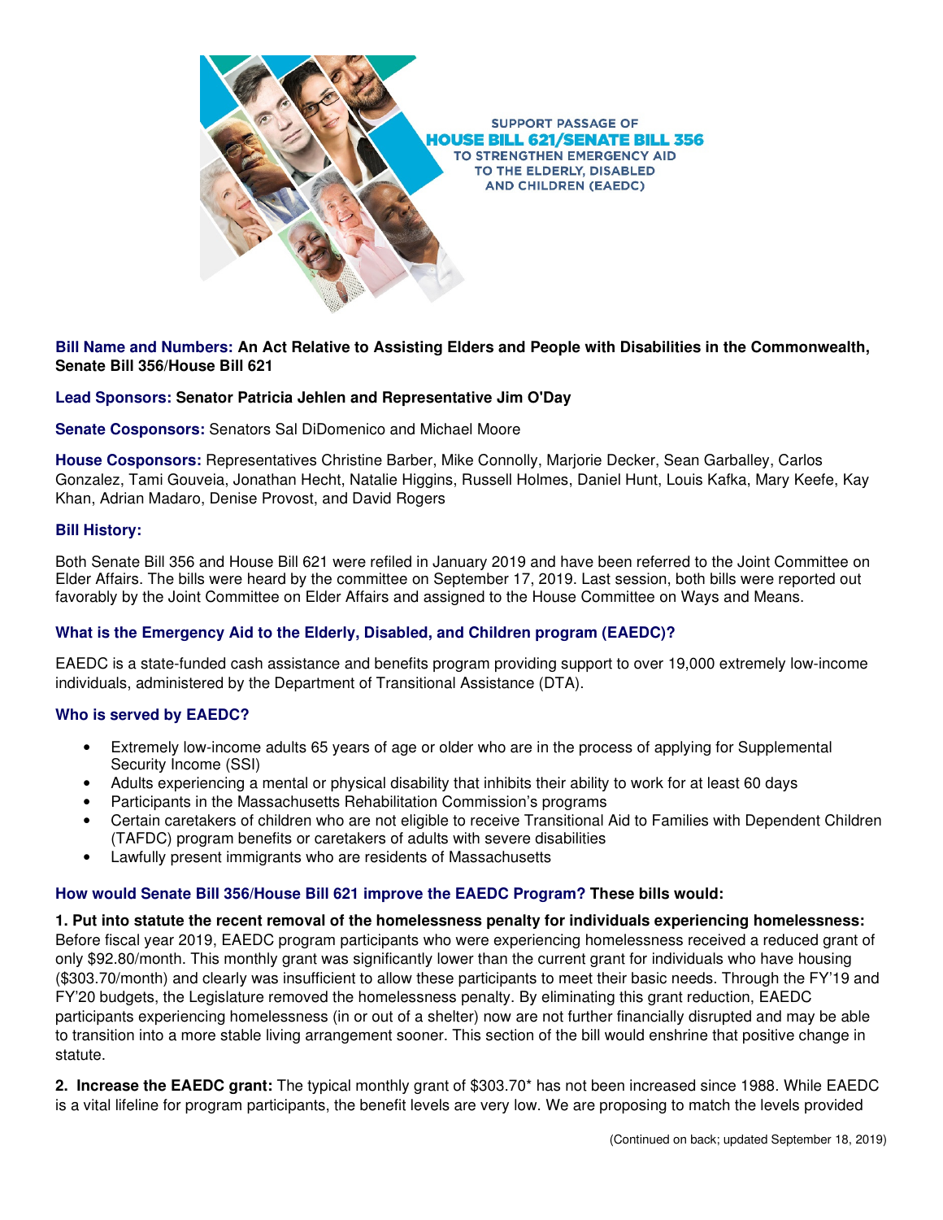**SUPPORT PASSAGE OF**

# HOUSE BILL 621/SENATE BILL 356

**TO STRENGTHEN EMERGENCY AID TO THE ELDERLY, DISABLED AND CHILDREN (EAEDC)**

**Bill Name and Numbers:** **An Act Relative to Assisting Elders and People with Disabilities in the Commonwealth, Senate Bill 356/House Bill 621**

**Lead Sponsors:** **Senator Patricia Jehlen and Representative Jim O'Day**

**Senate Cosponsors:** Senators Sal DiDomenico and Michael Moore

**House Cosponsors:** Representatives Christine Barber, Mike Connolly, Marjorie Decker, Sean Garballey, Carlos Gonzalez, Tami Gouveia, Jonathan Hecht, Natalie Higgins, Russell Holmes, Daniel Hunt, Louis Kafka, Mary Keefe, Kay Khan, Adrian Madaro, Denise Provost, and David Rogers

### Bill History:

Both Senate Bill 356 and House Bill 621 were refiled in January 2019 and have been referred to the Joint Committee on Elder Affairs. The bills were heard by the committee on September 17, 2019. Last session, both bills were reported out favorably by the Joint Committee on Elder Affairs and assigned to the House Committee on Ways and Means.

### What is the Emergency Aid to the Elderly, Disabled, and Children program (EAEDC)?

EAEDC is a state-funded cash assistance and benefits program providing support to over 19,000 extremely low-income individuals, administered by the Department of Transitional Assistance (DTA).

### Who is served by EAEDC?

- Extremely low-income adults 65 years of age or older who are in the process of applying for Supplemental Security Income (SSI)
- Adults experiencing a mental or physical disability that inhibits their ability to work for at least 60 days
- Participants in the Massachusetts Rehabilitation Commission's programs
- Certain caretakers of children who are not eligible to receive Transitional Aid to Families with Dependent Children (TAFDC) program benefits or caretakers of adults with severe disabilities
- Lawfully present immigrants who are residents of Massachusetts

### How would Senate Bill 356/House Bill 621 improve the EAEDC Program? These bills would:

**1. Put into statute the recent removal of the homelessness penalty for individuals experiencing homelessness:** Before fiscal year 2019, EAEDC program participants who were experiencing homelessness received a reduced grant of only $92.80/month. This monthly grant was significantly lower than the current grant for individuals who have housing ($303.70/month) and clearly was insufficient to allow these participants to meet their basic needs. Through the FY'19 and FY'20 budgets, the Legislature removed the homelessness penalty. By eliminating this grant reduction, EAEDC participants experiencing homelessness (in or out of a shelter) now are not further financially disrupted and may be able to transition into a more stable living arrangement sooner. This section of the bill would enshrine that positive change in statute.

**2. Increase the EAEDC grant:** The typical monthly grant of $303.70* has not been increased since 1988. While EAEDC is a vital lifeline for program participants, the benefit levels are very low. We are proposing to match the levels provided

(Continued on back; updated September 18, 2019)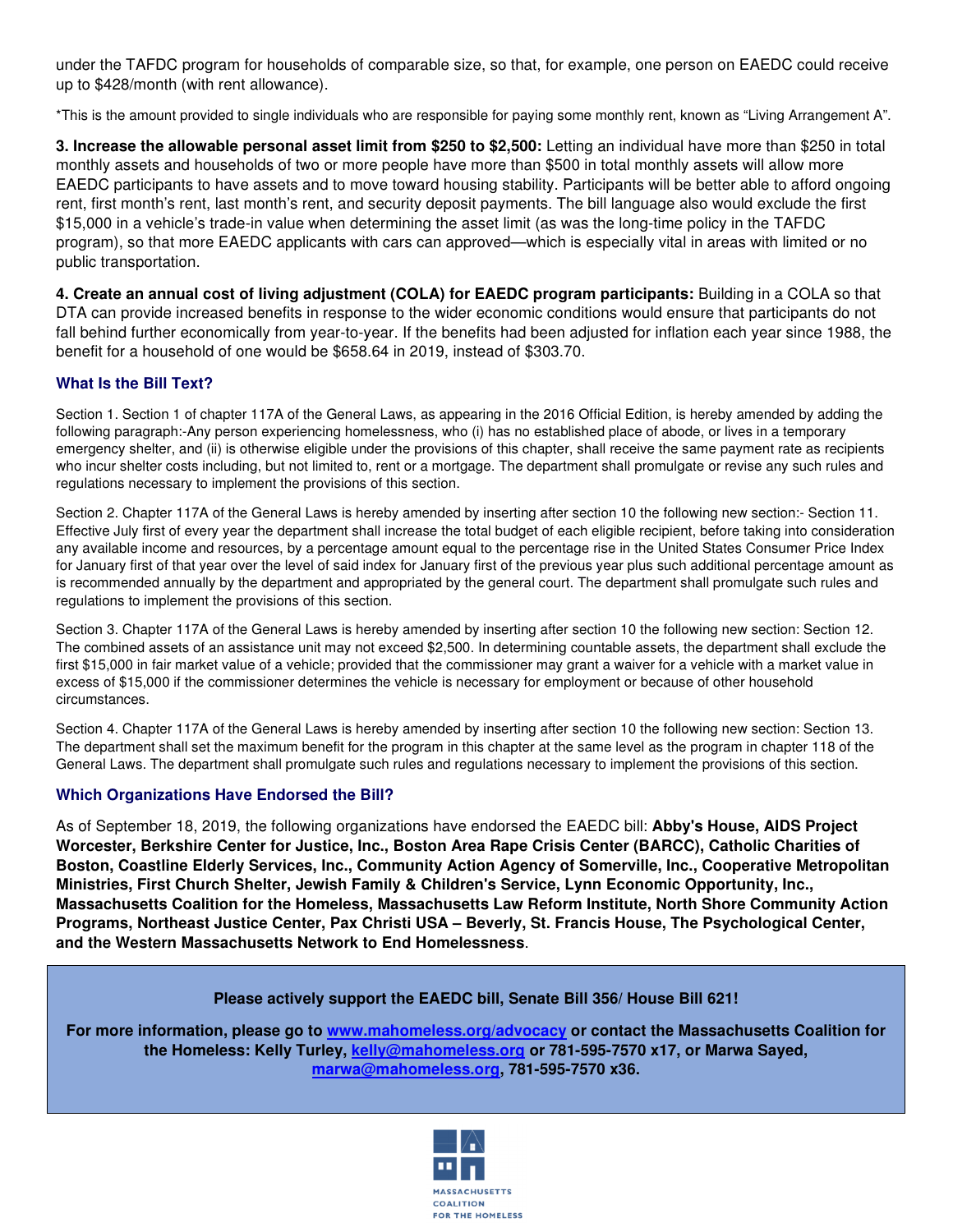under the TAFDC program for households of comparable size, so that, for example, one person on EAEDC could receive up to $428/month (with rent allowance).

*This is the amount provided to single individuals who are responsible for paying some monthly rent, known as "Living Arrangement A".

**3. Increase the allowable personal asset limit from $250 to $2,500:** Letting an individual have more than $250 in total monthly assets and households of two or more people have more than $500 in total monthly assets will allow more EAEDC participants to have assets and to move toward housing stability. Participants will be better able to afford ongoing rent, first month's rent, last month's rent, and security deposit payments. The bill language also would exclude the first $15,000 in a vehicle's trade-in value when determining the asset limit (as was the long-time policy in the TAFDC program), so that more EAEDC applicants with cars can approved—which is especially vital in areas with limited or no public transportation.

**4. Create an annual cost of living adjustment (COLA) for EAEDC program participants:** Building in a COLA so that DTA can provide increased benefits in response to the wider economic conditions would ensure that participants do not fall behind further economically from year-to-year. If the benefits had been adjusted for inflation each year since 1988, the benefit for a household of one would be $658.64 in 2019, instead of $303.70.

### What Is the Bill Text?

Section 1. Section 1 of chapter 117A of the General Laws, as appearing in the 2016 Official Edition, is hereby amended by adding the following paragraph:-Any person experiencing homelessness, who (i) has no established place of abode, or lives in a temporary emergency shelter, and (ii) is otherwise eligible under the provisions of this chapter, shall receive the same payment rate as recipients who incur shelter costs including, but not limited to, rent or a mortgage. The department shall promulgate or revise any such rules and regulations necessary to implement the provisions of this section.

Section 2. Chapter 117A of the General Laws is hereby amended by inserting after section 10 the following new section:- Section 11. Effective July first of every year the department shall increase the total budget of each eligible recipient, before taking into consideration any available income and resources, by a percentage amount equal to the percentage rise in the United States Consumer Price Index for January first of that year over the level of said index for January first of the previous year plus such additional percentage amount as is recommended annually by the department and appropriated by the general court. The department shall promulgate such rules and regulations to implement the provisions of this section.

Section 3. Chapter 117A of the General Laws is hereby amended by inserting after section 10 the following new section: Section 12. The combined assets of an assistance unit may not exceed $2,500. In determining countable assets, the department shall exclude the first $15,000 in fair market value of a vehicle; provided that the commissioner may grant a waiver for a vehicle with a market value in excess of $15,000 if the commissioner determines the vehicle is necessary for employment or because of other household circumstances.

Section 4. Chapter 117A of the General Laws is hereby amended by inserting after section 10 the following new section: Section 13. The department shall set the maximum benefit for the program in this chapter at the same level as the program in chapter 118 of the General Laws. The department shall promulgate such rules and regulations necessary to implement the provisions of this section.

### Which Organizations Have Endorsed the Bill?

As of September 18, 2019, the following organizations have endorsed the EAEDC bill: **Abby's House, AIDS Project Worcester, Berkshire Center for Justice, Inc., Boston Area Rape Crisis Center (BARCC), Catholic Charities of Boston, Coastline Elderly Services, Inc., Community Action Agency of Somerville, Inc., Cooperative Metropolitan Ministries, First Church Shelter, Jewish Family & Children's Service, Lynn Economic Opportunity, Inc., Massachusetts Coalition for the Homeless, Massachusetts Law Reform Institute, North Shore Community Action Programs, Northeast Justice Center, Pax Christi USA – Beverly, St. Francis House, The Psychological Center, and the Western Massachusetts Network to End Homelessness**.

**Please actively support the EAEDC bill, Senate Bill 356/ House Bill 621!**

**For more information, please go to www.mahomeless.org/advocacy or contact the Massachusetts Coalition for the Homeless: Kelly Turley, kelly@mahomeless.org or 781-595-7570 x17, or Marwa Sayed, marwa@mahomeless.org, 781-595-7570 x36.**

MASSACHUSETTS COALITION FOR THE HOMELESS